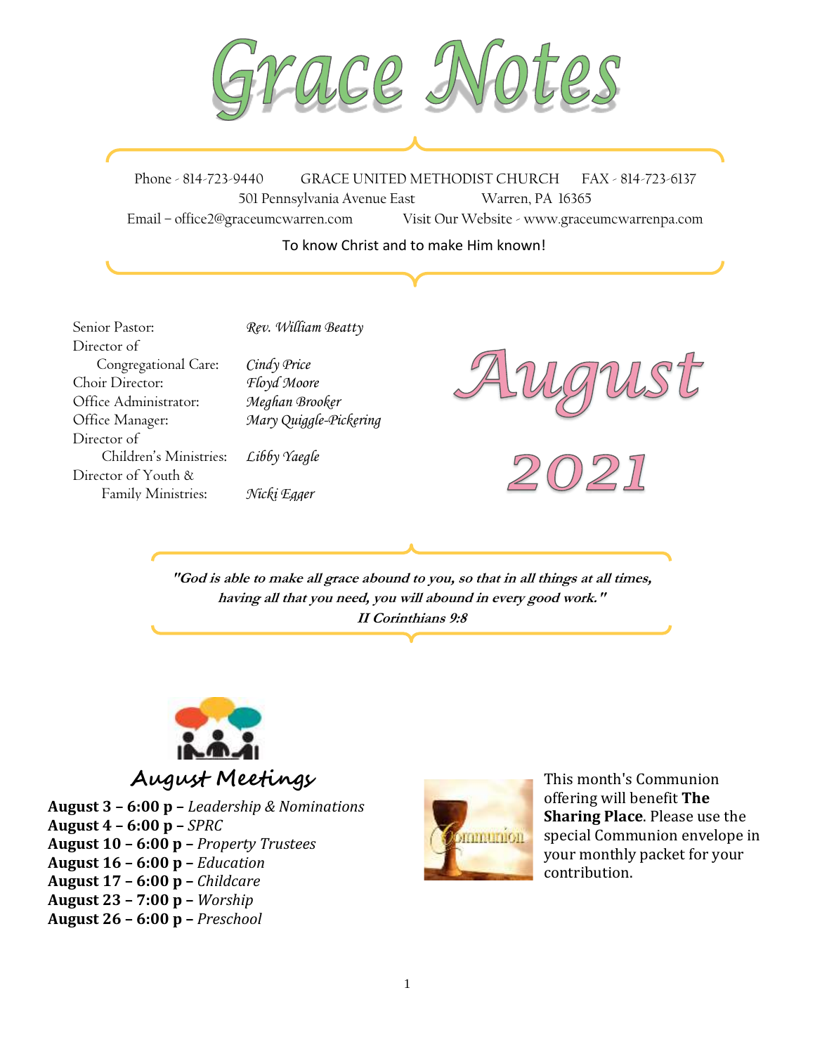# Grace Notes

Phone - 814-723-9440 GRACE UNITED METHODIST CHURCH FAX - 814-723-6137
501 Pennsylvania Avenue East Warren, PA 16365
Email – office2@graceumcwarren.com Visit Our Website - www.graceumcwarrenpa.com

To know Christ and to make Him known!

Senior Pastor: *Rev. William Beatty*
Director of Congregational Care: *Cindy Price*
Choir Director: *Floyd Moore*
Office Administrator: *Meghan Brooker*
Office Manager: *Mary Quiggle-Pickering*
Director of Children's Ministries: *Libby Yaegle*
Director of Youth & Family Ministries: *Nicki Egger*

# August 2021

***"God is able to make all grace abound to you, so that in all things at all times, having all that you need, you will abound in every good work."***
***II Corinthians 9:8***

## August Meetings

**August 3 – 6:00 p –** *Leadership & Nominations*
**August 4 – 6:00 p –** *SPRC*
**August 10 – 6:00 p –** *Property Trustees*
**August 16 – 6:00 p –** *Education*
**August 17 – 6:00 p –** *Childcare*
**August 23 – 7:00 p –** *Worship*
**August 26 – 6:00 p –** *Preschool*

This month's Communion offering will benefit **The Sharing Place**. Please use the special Communion envelope in your monthly packet for your contribution.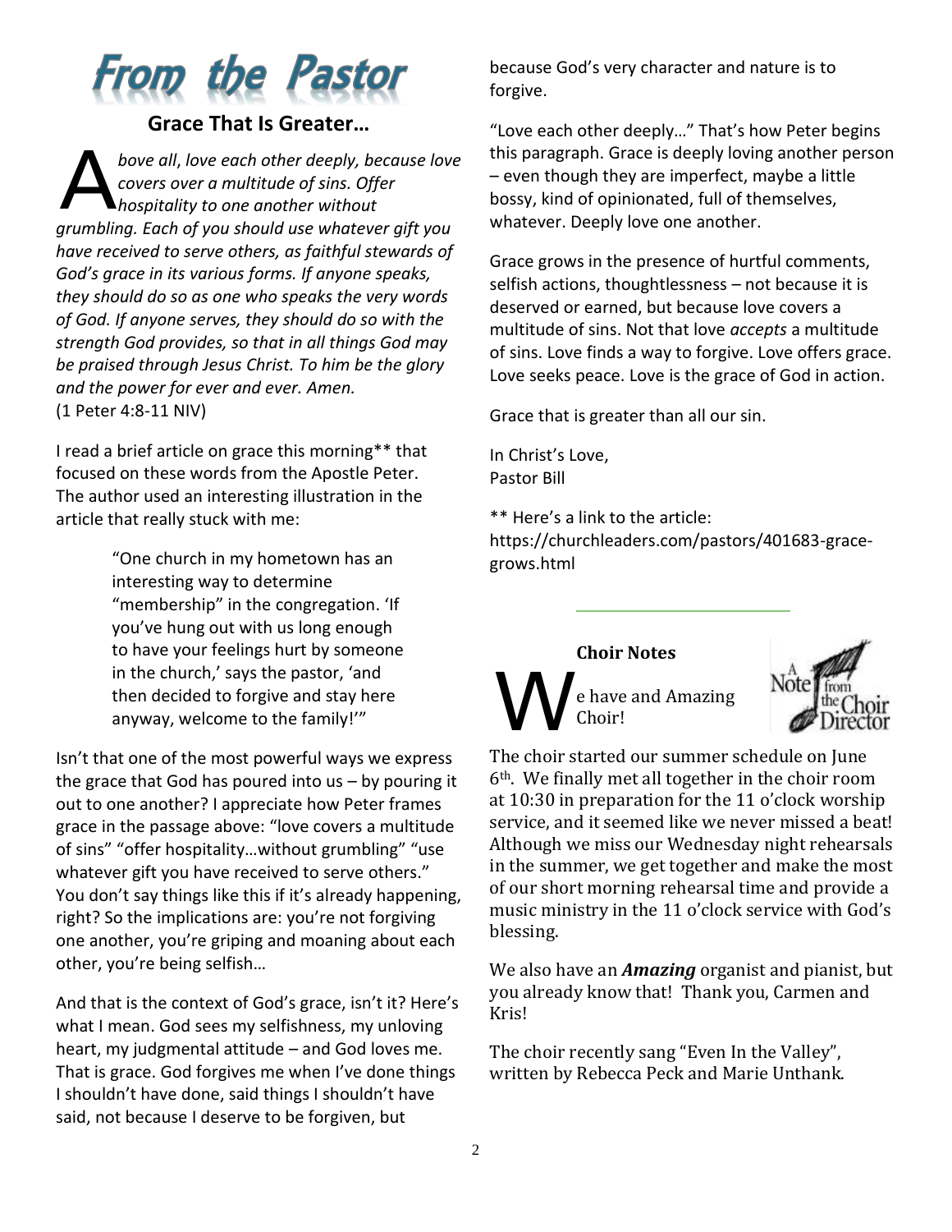# From the Pastor

## Grace That Is Greater…

*Above all, love each other deeply, because love covers over a multitude of sins. Offer hospitality to one another without grumbling. Each of you should use whatever gift you have received to serve others, as faithful stewards of God's grace in its various forms. If anyone speaks, they should do so as one who speaks the very words of God. If anyone serves, they should do so with the strength God provides, so that in all things God may be praised through Jesus Christ. To him be the glory and the power for ever and ever. Amen.*
(1 Peter 4:8-11 NIV)

I read a brief article on grace this morning** that focused on these words from the Apostle Peter. The author used an interesting illustration in the article that really stuck with me:

> "One church in my hometown has an interesting way to determine "membership" in the congregation. 'If you've hung out with us long enough to have your feelings hurt by someone in the church,' says the pastor, 'and then decided to forgive and stay here anyway, welcome to the family!'"

Isn't that one of the most powerful ways we express the grace that God has poured into us – by pouring it out to one another? I appreciate how Peter frames grace in the passage above: "love covers a multitude of sins" "offer hospitality…without grumbling" "use whatever gift you have received to serve others." You don't say things like this if it's already happening, right? So the implications are: you're not forgiving one another, you're griping and moaning about each other, you're being selfish…

And that is the context of God's grace, isn't it? Here's what I mean. God sees my selfishness, my unloving heart, my judgmental attitude – and God loves me. That is grace. God forgives me when I've done things I shouldn't have done, said things I shouldn't have said, not because I deserve to be forgiven, but because God's very character and nature is to forgive.

"Love each other deeply…" That's how Peter begins this paragraph. Grace is deeply loving another person – even though they are imperfect, maybe a little bossy, kind of opinionated, full of themselves, whatever. Deeply love one another.

Grace grows in the presence of hurtful comments, selfish actions, thoughtlessness – not because it is deserved or earned, but because love covers a multitude of sins. Not that love *accepts* a multitude of sins. Love finds a way to forgive. Love offers grace. Love seeks peace. Love is the grace of God in action.

Grace that is greater than all our sin.

In Christ's Love,
Pastor Bill

** Here's a link to the article: https://churchleaders.com/pastors/401683-grace-grows.html

---

### Choir Notes

We have and Amazing Choir!

The choir started our summer schedule on June 6th. We finally met all together in the choir room at 10:30 in preparation for the 11 o'clock worship service, and it seemed like we never missed a beat! Although we miss our Wednesday night rehearsals in the summer, we get together and make the most of our short morning rehearsal time and provide a music ministry in the 11 o'clock service with God's blessing.

We also have an ***Amazing*** organist and pianist, but you already know that! Thank you, Carmen and Kris!

The choir recently sang "Even In the Valley", written by Rebecca Peck and Marie Unthank.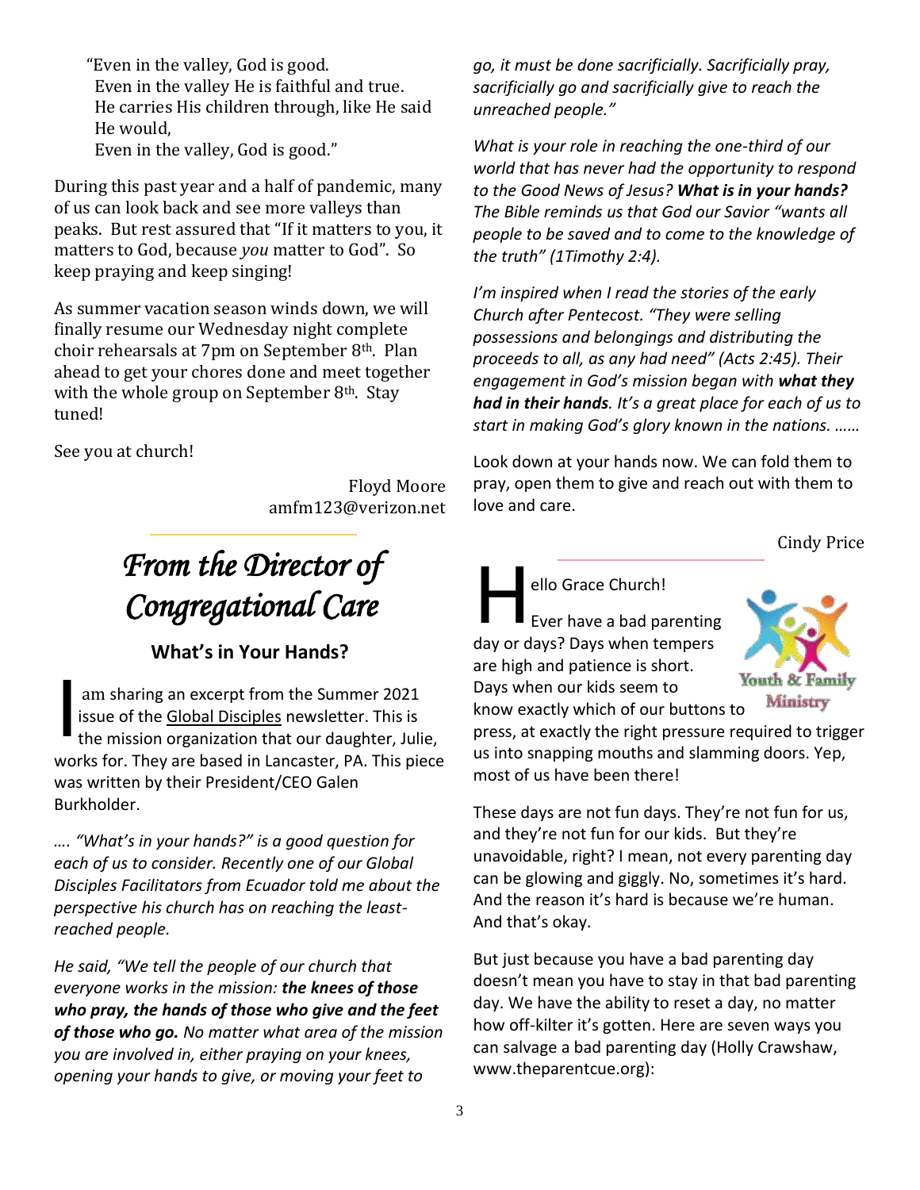“Even in the valley, God is good.
Even in the valley He is faithful and true.
He carries His children through, like He said He would,
Even in the valley, God is good.”

During this past year and a half of pandemic, many of us can look back and see more valleys than peaks. But rest assured that “If it matters to you, it matters to God, because *you* matter to God”. So keep praying and keep singing!

As summer vacation season winds down, we will finally resume our Wednesday night complete choir rehearsals at 7pm on September 8th. Plan ahead to get your chores done and meet together with the whole group on September 8th. Stay tuned!

See you at church!

Floyd Moore
amfm123@verizon.net

# *From the Director of Congregational Care*

## What’s in Your Hands?

I am sharing an excerpt from the Summer 2021 issue of the Global Disciples newsletter. This is the mission organization that our daughter, Julie, works for. They are based in Lancaster, PA. This piece was written by their President/CEO Galen Burkholder.

*…. “What’s in your hands?” is a good question for each of us to consider. Recently one of our Global Disciples Facilitators from Ecuador told me about the perspective his church has on reaching the least-reached people.*

*He said, “We tell the people of our church that everyone works in the mission:* ***the knees of those who pray, the hands of those who give and the feet of those who go.*** *No matter what area of the mission you are involved in, either praying on your knees, opening your hands to give, or moving your feet to go, it must be done sacrificially. Sacrificially pray, sacrificially go and sacrificially give to reach the unreached people.”*

*What is your role in reaching the one-third of our world that has never had the opportunity to respond to the Good News of Jesus?* ***What is in your hands?*** *The Bible reminds us that God our Savior “wants all people to be saved and to come to the knowledge of the truth” (1Timothy 2:4).*

*I’m inspired when I read the stories of the early Church after Pentecost. “They were selling possessions and belongings and distributing the proceeds to all, as any had need” (Acts 2:45). Their engagement in God’s mission began with* ***what they had in their hands****. It’s a great place for each of us to start in making God’s glory known in the nations. ……*

Look down at your hands now. We can fold them to pray, open them to give and reach out with them to love and care.

Cindy Price

Hello Grace Church!

Ever have a bad parenting day or days? Days when tempers are high and patience is short. Days when our kids seem to know exactly which of our buttons to press, at exactly the right pressure required to trigger us into snapping mouths and slamming doors. Yep, most of us have been there!

These days are not fun days. They’re not fun for us, and they’re not fun for our kids. But they’re unavoidable, right? I mean, not every parenting day can be glowing and giggly. No, sometimes it’s hard. And the reason it’s hard is because we’re human. And that’s okay.

But just because you have a bad parenting day doesn’t mean you have to stay in that bad parenting day. We have the ability to reset a day, no matter how off-kilter it’s gotten. Here are seven ways you can salvage a bad parenting day (Holly Crawshaw, www.theparentcue.org):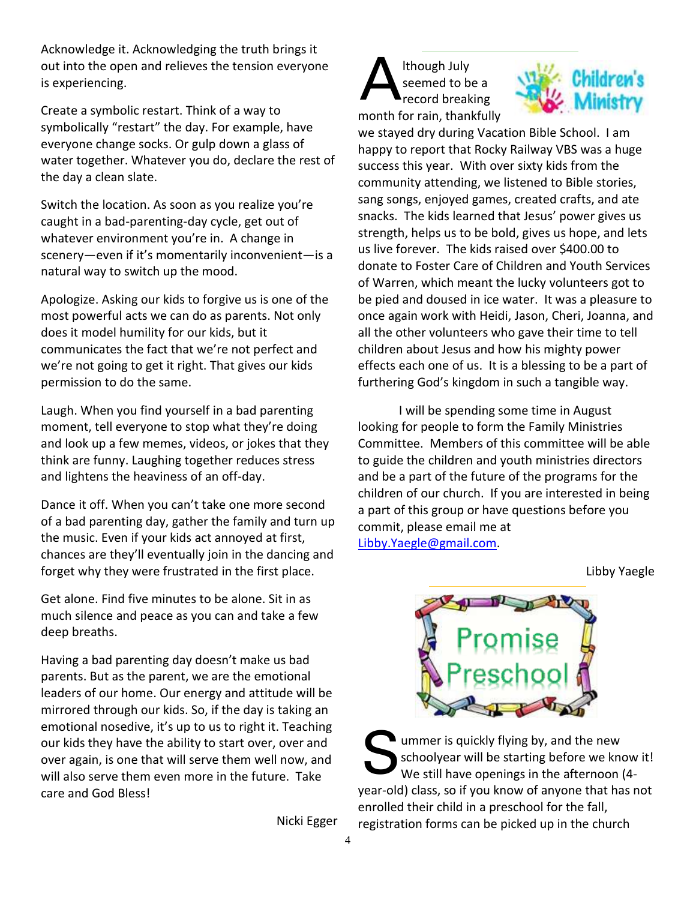Acknowledge it. Acknowledging the truth brings it out into the open and relieves the tension everyone is experiencing.

Create a symbolic restart. Think of a way to symbolically "restart" the day. For example, have everyone change socks. Or gulp down a glass of water together. Whatever you do, declare the rest of the day a clean slate.

Switch the location. As soon as you realize you're caught in a bad-parenting-day cycle, get out of whatever environment you're in. A change in scenery—even if it's momentarily inconvenient—is a natural way to switch up the mood.

Apologize. Asking our kids to forgive us is one of the most powerful acts we can do as parents. Not only does it model humility for our kids, but it communicates the fact that we're not perfect and we're not going to get it right. That gives our kids permission to do the same.

Laugh. When you find yourself in a bad parenting moment, tell everyone to stop what they're doing and look up a few memes, videos, or jokes that they think are funny. Laughing together reduces stress and lightens the heaviness of an off-day.

Dance it off. When you can't take one more second of a bad parenting day, gather the family and turn up the music. Even if your kids act annoyed at first, chances are they'll eventually join in the dancing and forget why they were frustrated in the first place.

Get alone. Find five minutes to be alone. Sit in as much silence and peace as you can and take a few deep breaths.

Having a bad parenting day doesn't make us bad parents. But as the parent, we are the emotional leaders of our home. Our energy and attitude will be mirrored through our kids. So, if the day is taking an emotional nosedive, it's up to us to right it. Teaching our kids they have the ability to start over, over and over again, is one that will serve them well now, and will also serve them even more in the future. Take care and God Bless!

Nicki Egger

## Children's Ministry

Although July seemed to be a record breaking month for rain, thankfully we stayed dry during Vacation Bible School. I am happy to report that Rocky Railway VBS was a huge success this year. With over sixty kids from the community attending, we listened to Bible stories, sang songs, enjoyed games, created crafts, and ate snacks. The kids learned that Jesus' power gives us strength, helps us to be bold, gives us hope, and lets us live forever. The kids raised over $400.00 to donate to Foster Care of Children and Youth Services of Warren, which meant the lucky volunteers got to be pied and doused in ice water. It was a pleasure to once again work with Heidi, Jason, Cheri, Joanna, and all the other volunteers who gave their time to tell children about Jesus and how his mighty power effects each one of us. It is a blessing to be a part of furthering God's kingdom in such a tangible way.

I will be spending some time in August looking for people to form the Family Ministries Committee. Members of this committee will be able to guide the children and youth ministries directors and be a part of the future of the programs for the children of our church. If you are interested in being a part of this group or have questions before you commit, please email me at Libby.Yaegle@gmail.com.

Libby Yaegle

## Promise Preschool

Summer is quickly flying by, and the new schoolyear will be starting before we know it! We still have openings in the afternoon (4-year-old) class, so if you know of anyone that has not enrolled their child in a preschool for the fall, registration forms can be picked up in the church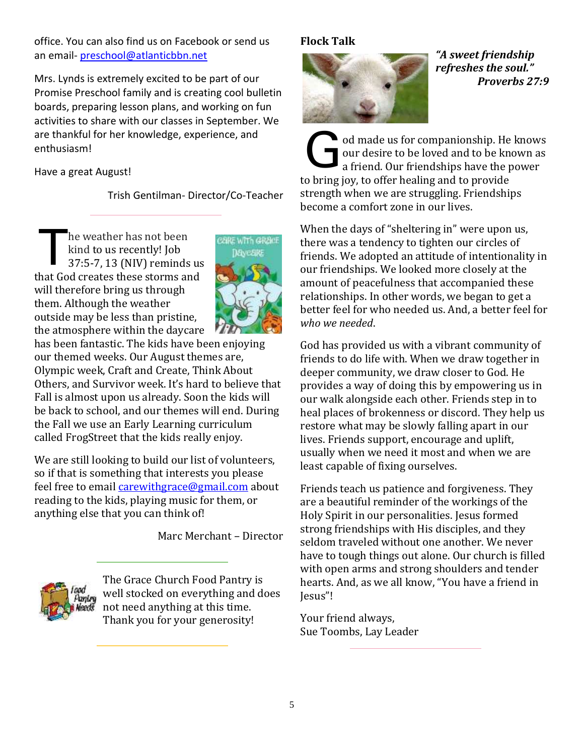office. You can also find us on Facebook or send us an email- preschool@atlanticbbn.net

Mrs. Lynds is extremely excited to be part of our Promise Preschool family and is creating cool bulletin boards, preparing lesson plans, and working on fun activities to share with our classes in September. We are thankful for her knowledge, experience, and enthusiasm!

Have a great August!

Trish Gentilman- Director/Co-Teacher

---

The weather has not been kind to us recently! Job 37:5-7, 13 (NIV) reminds us that God creates these storms and will therefore bring us through them. Although the weather outside may be less than pristine, the atmosphere within the daycare has been fantastic. The kids have been enjoying our themed weeks. Our August themes are, Olympic week, Craft and Create, Think About Others, and Survivor week. It's hard to believe that Fall is almost upon us already. Soon the kids will be back to school, and our themes will end. During the Fall we use an Early Learning curriculum called FrogStreet that the kids really enjoy.

We are still looking to build our list of volunteers, so if that is something that interests you please feel free to email carewithgrace@gmail.com about reading to the kids, playing music for them, or anything else that you can think of!

Marc Merchant – Director

---

The Grace Church Food Pantry is well stocked on everything and does not need anything at this time. Thank you for your generosity!

---

**Flock Talk**

***"A sweet friendship refreshes the soul."***
***Proverbs 27:9***

God made us for companionship. He knows our desire to be loved and to be known as a friend. Our friendships have the power to bring joy, to offer healing and to provide strength when we are struggling. Friendships become a comfort zone in our lives.

When the days of "sheltering in" were upon us, there was a tendency to tighten our circles of friends. We adopted an attitude of intentionality in our friendships. We looked more closely at the amount of peacefulness that accompanied these relationships. In other words, we began to get a better feel for who needed us. And, a better feel for *who we needed*.

God has provided us with a vibrant community of friends to do life with. When we draw together in deeper community, we draw closer to God. He provides a way of doing this by empowering us in our walk alongside each other. Friends step in to heal places of brokenness or discord. They help us restore what may be slowly falling apart in our lives. Friends support, encourage and uplift, usually when we need it most and when we are least capable of fixing ourselves.

Friends teach us patience and forgiveness. They are a beautiful reminder of the workings of the Holy Spirit in our personalities. Jesus formed strong friendships with His disciples, and they seldom traveled without one another. We never have to tough things out alone. Our church is filled with open arms and strong shoulders and tender hearts. And, as we all know, "You have a friend in Jesus"!

Your friend always,
Sue Toombs, Lay Leader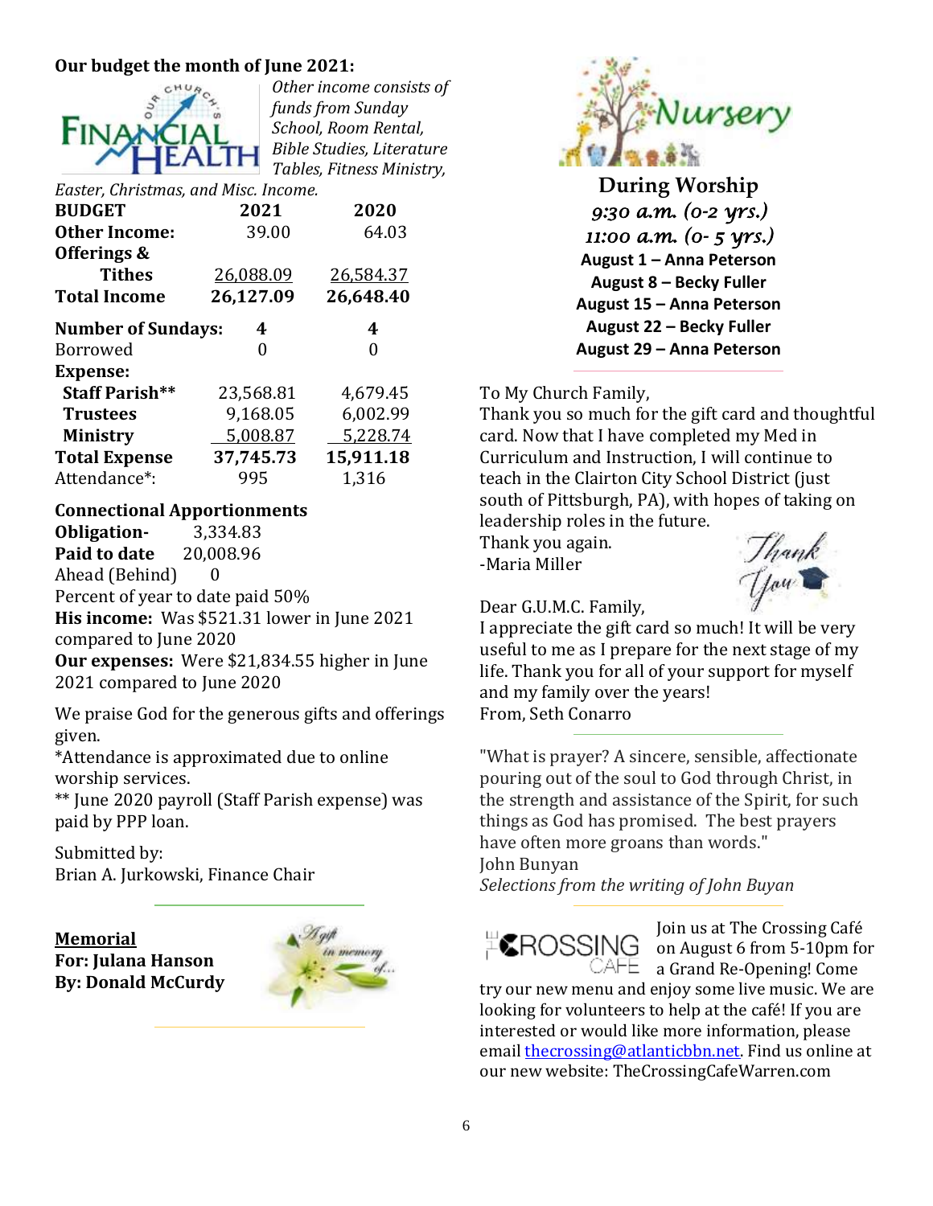## Our budget the month of June 2021:

*Other income consists of funds from Sunday School, Room Rental, Bible Studies, Literature Tables, Fitness Ministry, Easter, Christmas, and Misc. Income.*

| BUDGET | 2021 | 2020 |
|---|---|---|
| **Other Income:** | 39.00 | 64.03 |
| **Offerings & Tithes** | 26,088.09 | 26,584.37 |
| **Total Income** | **26,127.09** | **26,648.40** |
| **Number of Sundays:** | **4** | **4** |
| Borrowed | 0 | 0 |
| **Expense:** | | |
| **Staff Parish**** | 23,568.81 | 4,679.45 |
| **Trustees** | 9,168.05 | 6,002.99 |
| **Ministry** | 5,008.87 | 5,228.74 |
| **Total Expense** | **37,745.73** | **15,911.18** |
| Attendance*: | 995 | 1,316 |

**Connectional Apportionments**
**Obligation-** 3,334.83
**Paid to date** 20,008.96
Ahead (Behind) 0
Percent of year to date paid 50%
**His income:** Was $521.31 lower in June 2021 compared to June 2020
**Our expenses:** Were $21,834.55 higher in June 2021 compared to June 2020

We praise God for the generous gifts and offerings given.
*Attendance is approximated due to online worship services.
** June 2020 payroll (Staff Parish expense) was paid by PPP loan.

Submitted by:
Brian A. Jurkowski, Finance Chair

**Memorial**
**For: Julana Hanson**
**By: Donald McCurdy**

## Nursery

**During Worship**
*9:30 a.m. (0-2 yrs.)*
*11:00 a.m. (0- 5 yrs.)*
**August 1 – Anna Peterson**
**August 8 – Becky Fuller**
**August 15 – Anna Peterson**
**August 22 – Becky Fuller**
**August 29 – Anna Peterson**

To My Church Family,
Thank you so much for the gift card and thoughtful card. Now that I have completed my Med in Curriculum and Instruction, I will continue to teach in the Clairton City School District (just south of Pittsburgh, PA), with hopes of taking on leadership roles in the future.
Thank you again.
-Maria Miller

Dear G.U.M.C. Family,
I appreciate the gift card so much! It will be very useful to me as I prepare for the next stage of my life. Thank you for all of your support for myself and my family over the years!
From, Seth Conarro

"What is prayer? A sincere, sensible, affectionate pouring out of the soul to God through Christ, in the strength and assistance of the Spirit, for such things as God has promised. The best prayers have often more groans than words."
John Bunyan
*Selections from the writing of John Buyan*

Join us at The Crossing Café on August 6 from 5-10pm for a Grand Re-Opening! Come try our new menu and enjoy some live music. We are looking for volunteers to help at the café! If you are interested or would like more information, please email thecrossing@atlanticbbn.net. Find us online at our new website: TheCrossingCafeWarren.com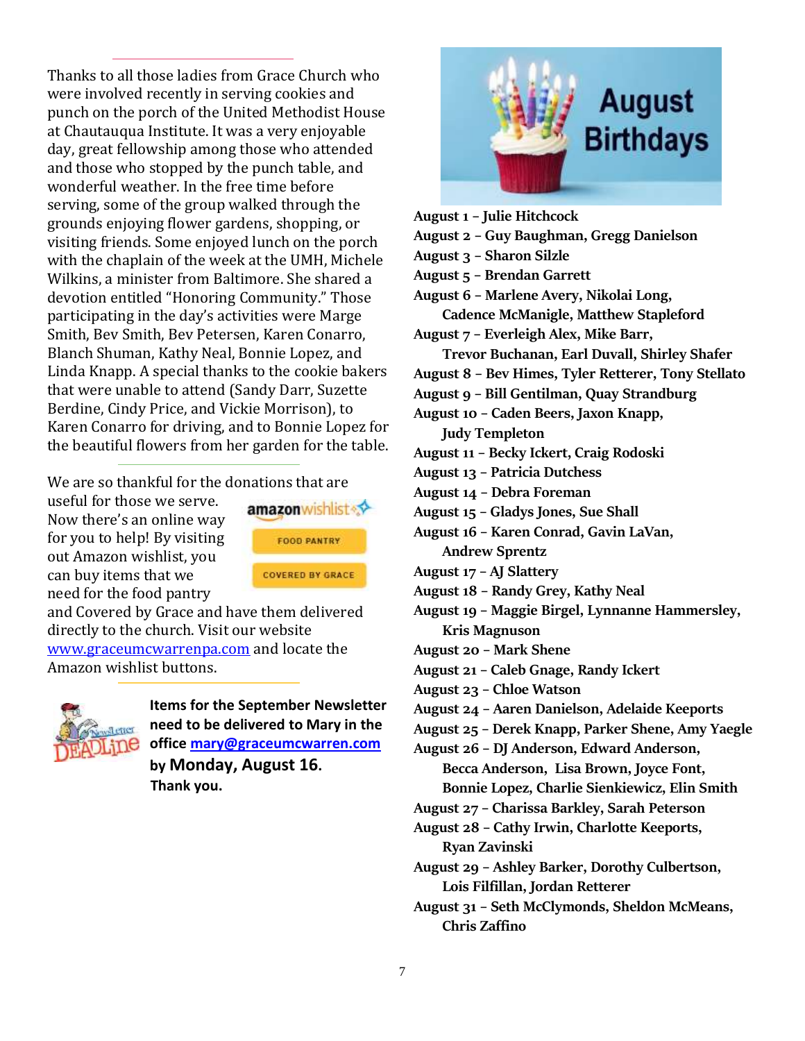Thanks to all those ladies from Grace Church who were involved recently in serving cookies and punch on the porch of the United Methodist House at Chautauqua Institute. It was a very enjoyable day, great fellowship among those who attended and those who stopped by the punch table, and wonderful weather. In the free time before serving, some of the group walked through the grounds enjoying flower gardens, shopping, or visiting friends. Some enjoyed lunch on the porch with the chaplain of the week at the UMH, Michele Wilkins, a minister from Baltimore. She shared a devotion entitled "Honoring Community." Those participating in the day's activities were Marge Smith, Bev Smith, Bev Petersen, Karen Conarro, Blanch Shuman, Kathy Neal, Bonnie Lopez, and Linda Knapp. A special thanks to the cookie bakers that were unable to attend (Sandy Darr, Suzette Berdine, Cindy Price, and Vickie Morrison), to Karen Conarro for driving, and to Bonnie Lopez for the beautiful flowers from her garden for the table.

---

We are so thankful for the donations that are useful for those we serve. Now there's an online way for you to help! By visiting out Amazon wishlist, you can buy items that we need for the food pantry and Covered by Grace and have them delivered directly to the church. Visit our website [www.graceumcwarrenpa.com](http://www.graceumcwarrenpa.com) and locate the Amazon wishlist buttons.

amazon wishlist

FOOD PANTRY

COVERED BY GRACE

---

**Items for the September Newsletter need to be delivered to Mary in the office [mary@graceumcwarren.com](mailto:mary@graceumcwarren.com) by Monday, August 16. Thank you.**

## August Birthdays

**August 1 – Julie Hitchcock**
**August 2 – Guy Baughman, Gregg Danielson**
**August 3 – Sharon Silzle**
**August 5 – Brendan Garrett**
**August 6 – Marlene Avery, Nikolai Long, Cadence McManigle, Matthew Stapleford**
**August 7 – Everleigh Alex, Mike Barr, Trevor Buchanan, Earl Duvall, Shirley Shafer**
**August 8 – Bev Himes, Tyler Retterer, Tony Stellato**
**August 9 – Bill Gentilman, Quay Strandburg**
**August 10 – Caden Beers, Jaxon Knapp, Judy Templeton**
**August 11 – Becky Ickert, Craig Rodoski**
**August 13 – Patricia Dutchess**
**August 14 – Debra Foreman**
**August 15 – Gladys Jones, Sue Shall**
**August 16 – Karen Conrad, Gavin LaVan, Andrew Sprentz**
**August 17 – AJ Slattery**
**August 18 – Randy Grey, Kathy Neal**
**August 19 – Maggie Birgel, Lynnanne Hammersley, Kris Magnuson**
**August 20 – Mark Shene**
**August 21 – Caleb Gnage, Randy Ickert**
**August 23 – Chloe Watson**
**August 24 – Aaren Danielson, Adelaide Keeports**
**August 25 – Derek Knapp, Parker Shene, Amy Yaegle**
**August 26 – DJ Anderson, Edward Anderson, Becca Anderson, Lisa Brown, Joyce Font, Bonnie Lopez, Charlie Sienkiewicz, Elin Smith**
**August 27 – Charissa Barkley, Sarah Peterson**
**August 28 – Cathy Irwin, Charlotte Keeports, Ryan Zavinski**
**August 29 – Ashley Barker, Dorothy Culbertson, Lois Filfillan, Jordan Retterer**
**August 31 – Seth McClymonds, Sheldon McMeans, Chris Zaffino**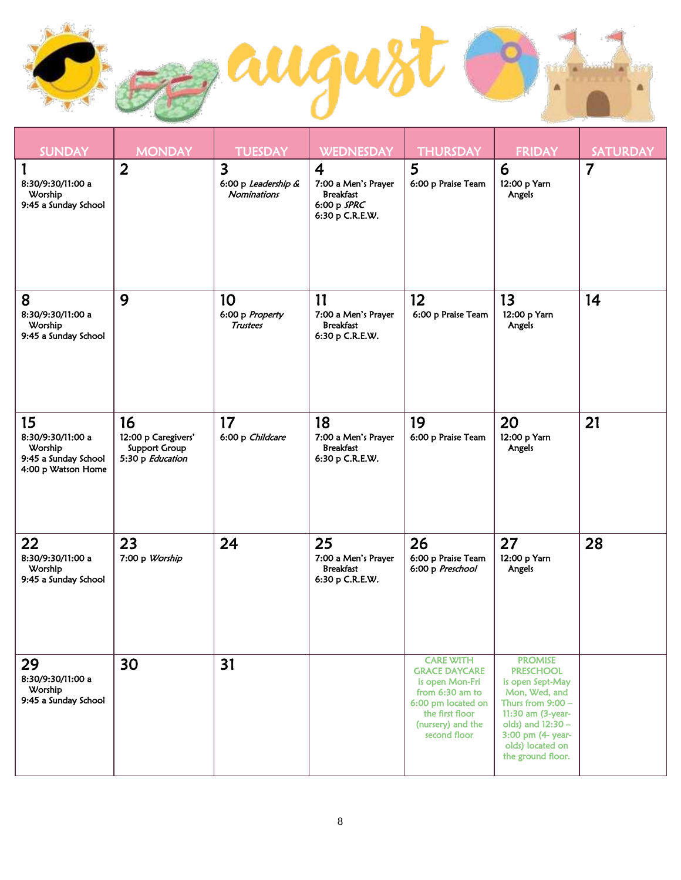# august

| SUNDAY | MONDAY | TUESDAY | WEDNESDAY | THURSDAY | FRIDAY | SATURDAY |
|---|---|---|---|---|---|---|
| **1**<br>8:30/9:30/11:00 a Worship<br>9:45 a Sunday School | **2** | **3**<br>6:00 p *Leadership & Nominations* | **4**<br>7:00 a Men's Prayer Breakfast<br>6:00 p *SPRC*<br>6:30 p C.R.E.W. | **5**<br>6:00 p Praise Team | **6**<br>12:00 p Yarn Angels | **7** |
| **8**<br>8:30/9:30/11:00 a Worship<br>9:45 a Sunday School | **9** | **10**<br>6:00 p *Property Trustees* | **11**<br>7:00 a Men's Prayer Breakfast<br>6:30 p C.R.E.W. | **12**<br>6:00 p Praise Team | **13**<br>12:00 p Yarn Angels | **14** |
| **15**<br>8:30/9:30/11:00 a Worship<br>9:45 a Sunday School<br>4:00 p Watson Home | **16**<br>12:00 p Caregivers' Support Group<br>5:30 p *Education* | **17**<br>6:00 p *Childcare* | **18**<br>7:00 a Men's Prayer Breakfast<br>6:30 p C.R.E.W. | **19**<br>6:00 p Praise Team | **20**<br>12:00 p Yarn Angels | **21** |
| **22**<br>8:30/9:30/11:00 a Worship<br>9:45 a Sunday School | **23**<br>7:00 p *Worship* | **24** | **25**<br>7:00 a Men's Prayer Breakfast<br>6:30 p C.R.E.W. | **26**<br>6:00 p Praise Team<br>6:00 p *Preschool* | **27**<br>12:00 p Yarn Angels | **28** |
| **29**<br>8:30/9:30/11:00 a Worship<br>9:45 a Sunday School | **30** | **31** | | CARE WITH GRACE DAYCARE is open Mon-Fri from 6:30 am to 6:00 pm located on the first floor (nursery) and the second floor | PROMISE PRESCHOOL is open Sept-May Mon, Wed, and Thurs from 9:00 – 11:30 am (3-year-olds) and 12:30 – 3:00 pm (4- year-olds) located on the ground floor. | |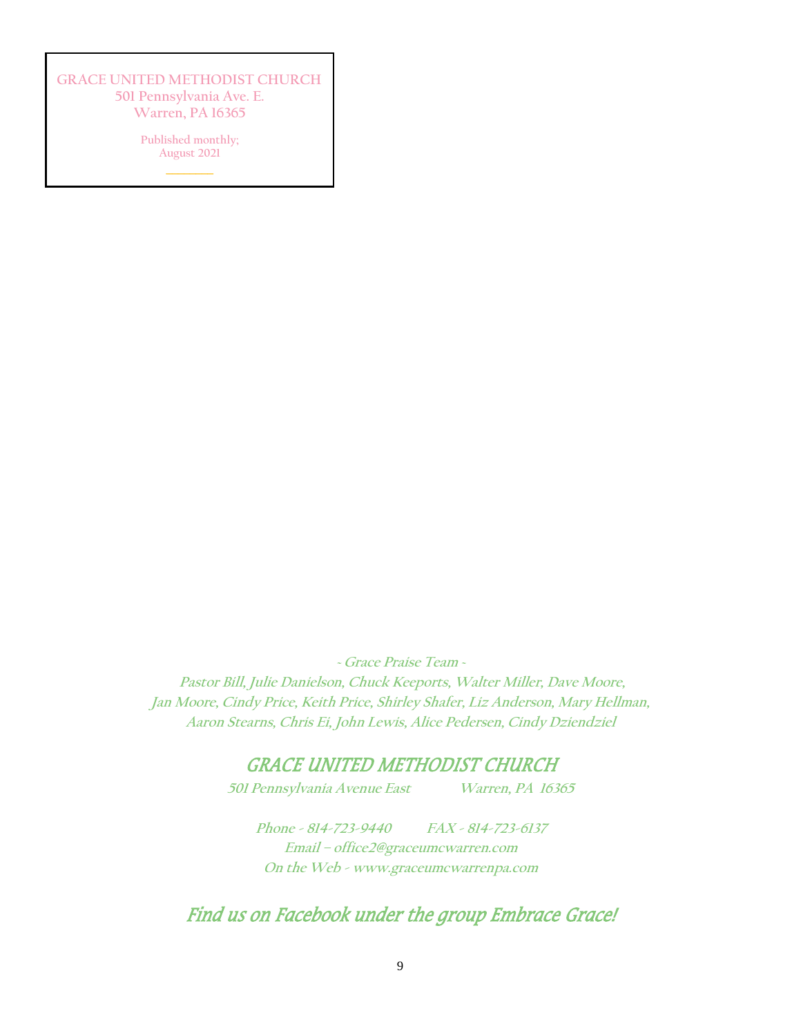GRACE UNITED METHODIST CHURCH
501 Pennsylvania Ave. E.
Warren, PA 16365

Published monthly;
August 2021

*~ Grace Praise Team ~*

***Pastor Bill, Julie Danielson, Chuck Keeports, Walter Miller, Dave Moore, Jan Moore, Cindy Price, Keith Price, Shirley Shafer, Liz Anderson, Mary Hellman, Aaron Stearns, Chris Ei, John Lewis, Alice Pedersen, Cindy Dziendziel***

## *GRACE UNITED METHODIST CHURCH*

*501 Pennsylvania Avenue East Warren, PA 16365*

*Phone - 814-723-9440 FAX - 814-723-6137*
*Email – office2@graceumcwarren.com*
*On the Web - www.graceumcwarrenpa.com*

*Find us on Facebook under the group Embrace Grace!*